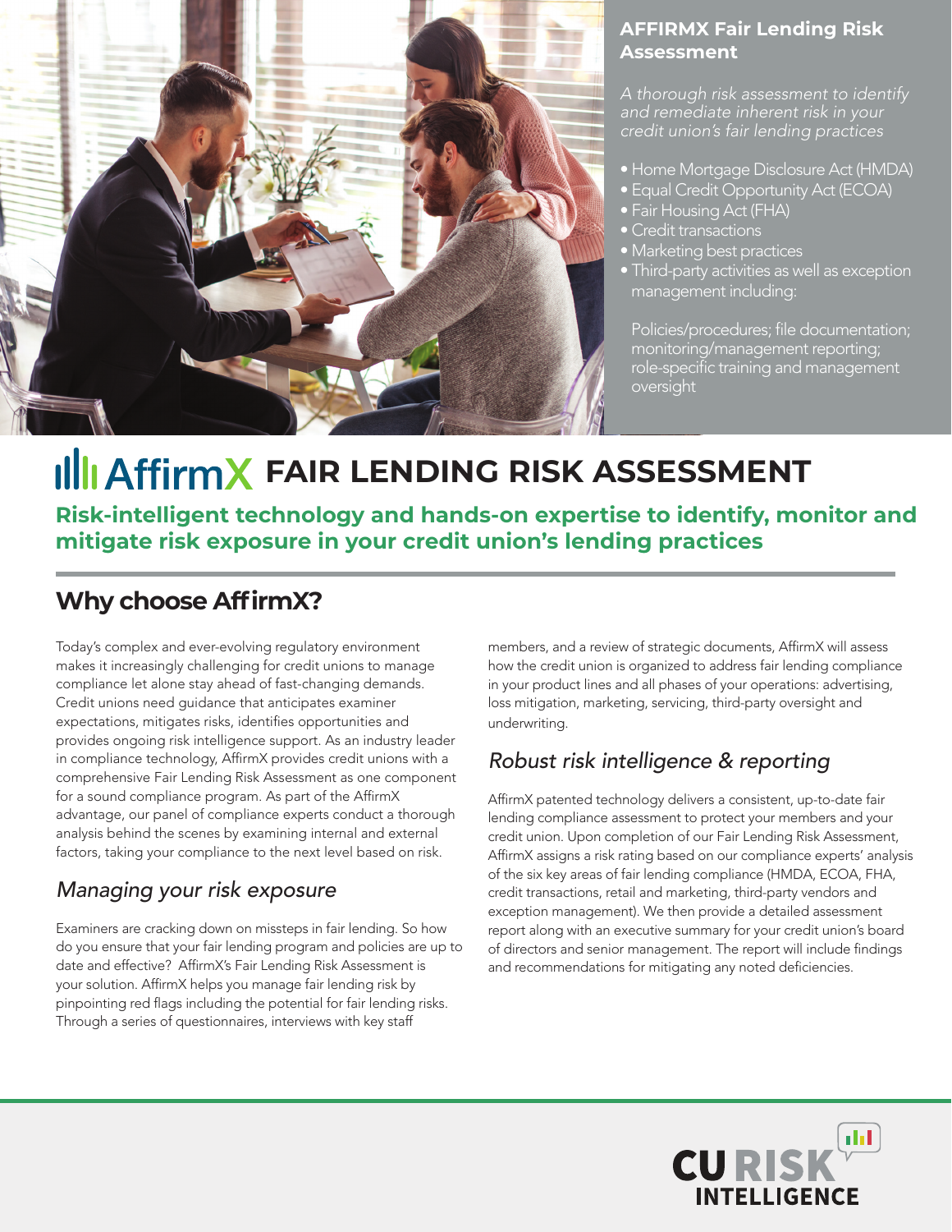## AFFIRMX Fair Lending Risk Assessment

*A thorough risk assessment to identify and remediate inherent risk in your credit union's fair lending practices*

- Home Mortgage Disclosure Act (HMDA)
- Equal Credit Opportunity Act (ECOA)
- Fair Housing Act (FHA)
- Credit transactions
- Marketing best practices
- Third-party activities as well as exception management including:

  Policies/procedures; file documentation; monitoring/management reporting; role-specific training and management oversight

# AffirmX FAIR LENDING RISK ASSESSMENT

**Risk-intelligent technology and hands-on expertise to identify, monitor and mitigate risk exposure in your credit union's lending practices**

## Why choose AffirmX?

Today's complex and ever-evolving regulatory environment makes it increasingly challenging for credit unions to manage compliance let alone stay ahead of fast-changing demands. Credit unions need guidance that anticipates examiner expectations, mitigates risks, identifies opportunities and provides ongoing risk intelligence support. As an industry leader in compliance technology, AffirmX provides credit unions with a comprehensive Fair Lending Risk Assessment as one component for a sound compliance program. As part of the AffirmX advantage, our panel of compliance experts conduct a thorough analysis behind the scenes by examining internal and external factors, taking your compliance to the next level based on risk.

### *Managing your risk exposure*

Examiners are cracking down on missteps in fair lending. So how do you ensure that your fair lending program and policies are up to date and effective? AffirmX's Fair Lending Risk Assessment is your solution. AffirmX helps you manage fair lending risk by pinpointing red flags including the potential for fair lending risks. Through a series of questionnaires, interviews with key staff members, and a review of strategic documents, AffirmX will assess how the credit union is organized to address fair lending compliance in your product lines and all phases of your operations: advertising, loss mitigation, marketing, servicing, third-party oversight and underwriting.

### *Robust risk intelligence & reporting*

AffirmX patented technology delivers a consistent, up-to-date fair lending compliance assessment to protect your members and your credit union. Upon completion of our Fair Lending Risk Assessment, AffirmX assigns a risk rating based on our compliance experts' analysis of the six key areas of fair lending compliance (HMDA, ECOA, FHA, credit transactions, retail and marketing, third-party vendors and exception management). We then provide a detailed assessment report along with an executive summary for your credit union's board of directors and senior management. The report will include findings and recommendations for mitigating any noted deficiencies.

CU RISK INTELLIGENCE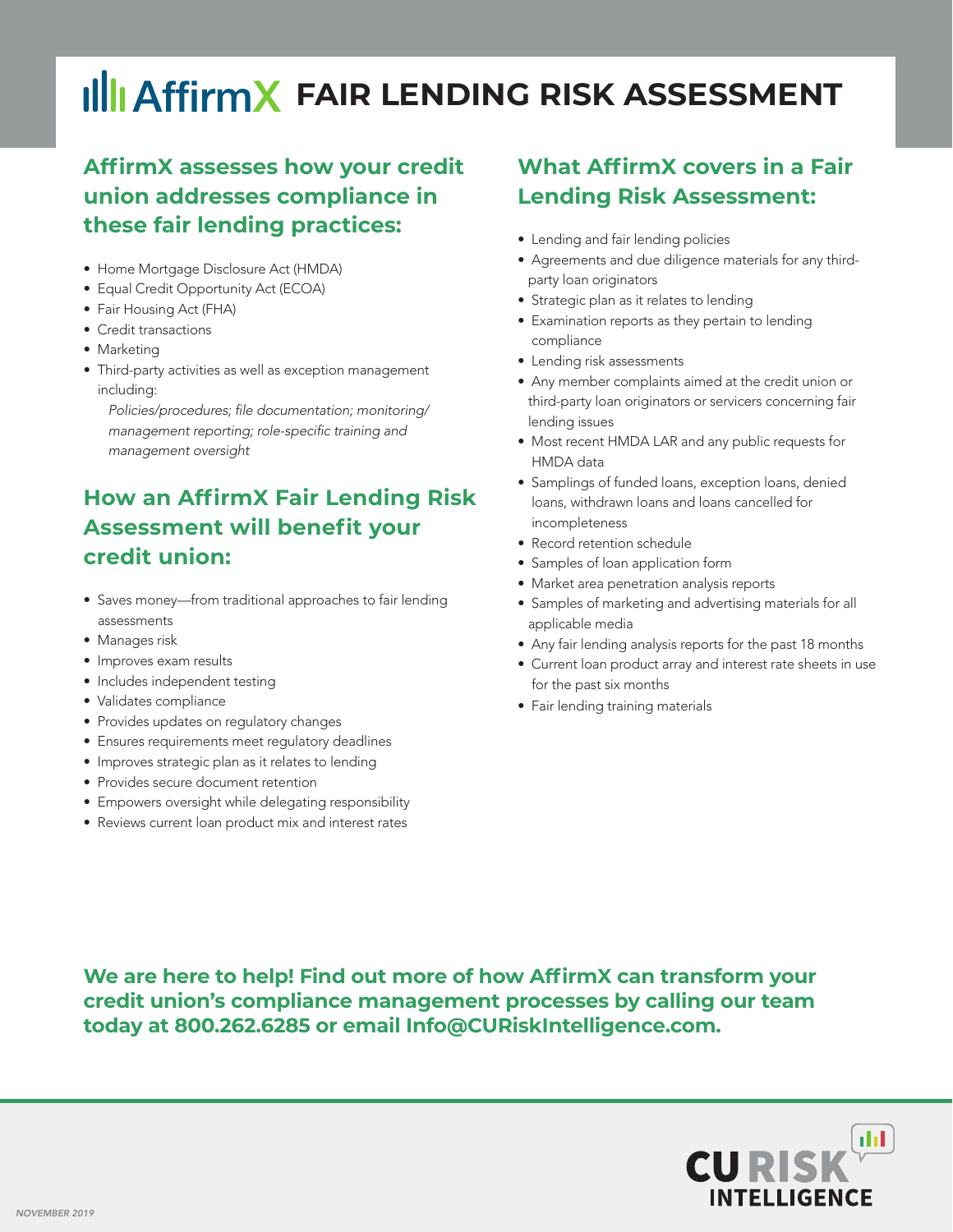# AffirmX FAIR LENDING RISK ASSESSMENT

## AffirmX assesses how your credit union addresses compliance in these fair lending practices:

- Home Mortgage Disclosure Act (HMDA)
- Equal Credit Opportunity Act (ECOA)
- Fair Housing Act (FHA)
- Credit transactions
- Marketing
- Third-party activities as well as exception management including:

  *Policies/procedures; file documentation; monitoring/ management reporting; role-specific training and management oversight*

## How an AffirmX Fair Lending Risk Assessment will benefit your credit union:

- Saves money—from traditional approaches to fair lending assessments
- Manages risk
- Improves exam results
- Includes independent testing
- Validates compliance
- Provides updates on regulatory changes
- Ensures requirements meet regulatory deadlines
- Improves strategic plan as it relates to lending
- Provides secure document retention
- Empowers oversight while delegating responsibility
- Reviews current loan product mix and interest rates

## What AffirmX covers in a Fair Lending Risk Assessment:

- Lending and fair lending policies
- Agreements and due diligence materials for any third-party loan originators
- Strategic plan as it relates to lending
- Examination reports as they pertain to lending compliance
- Lending risk assessments
- Any member complaints aimed at the credit union or third-party loan originators or servicers concerning fair lending issues
- Most recent HMDA LAR and any public requests for HMDA data
- Samplings of funded loans, exception loans, denied loans, withdrawn loans and loans cancelled for incompleteness
- Record retention schedule
- Samples of loan application form
- Market area penetration analysis reports
- Samples of marketing and advertising materials for all applicable media
- Any fair lending analysis reports for the past 18 months
- Current loan product array and interest rate sheets in use for the past six months
- Fair lending training materials

**We are here to help! Find out more of how AffirmX can transform your credit union's compliance management processes by calling our team today at 800.262.6285 or email Info@CURiskIntelligence.com.**

CU RISK INTELLIGENCE

*NOVEMBER 2019*